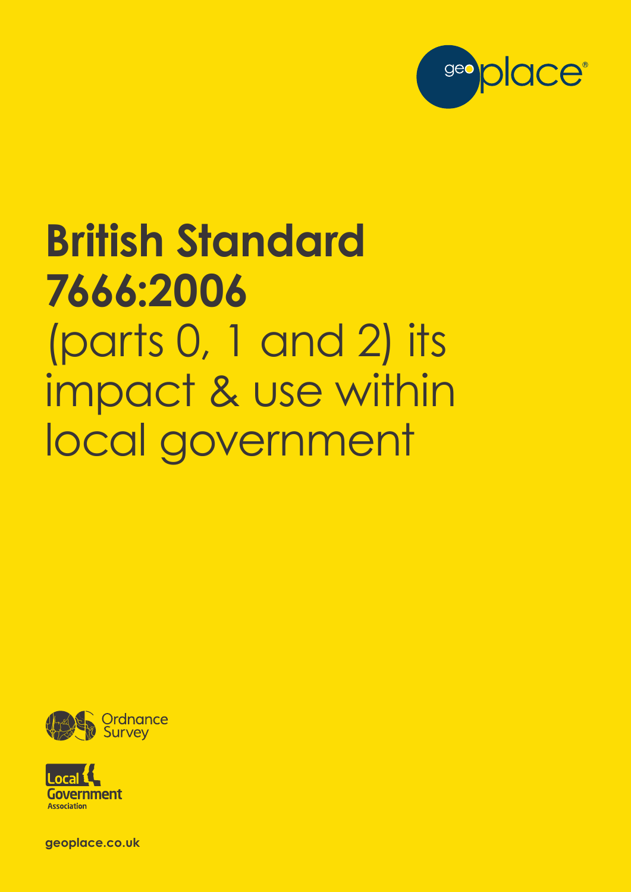geoplace®

# British Standard 7666:2006 (parts 0, 1 and 2) its impact & use within local government

Ordnance Survey

Local Government Association

geoplace.co.uk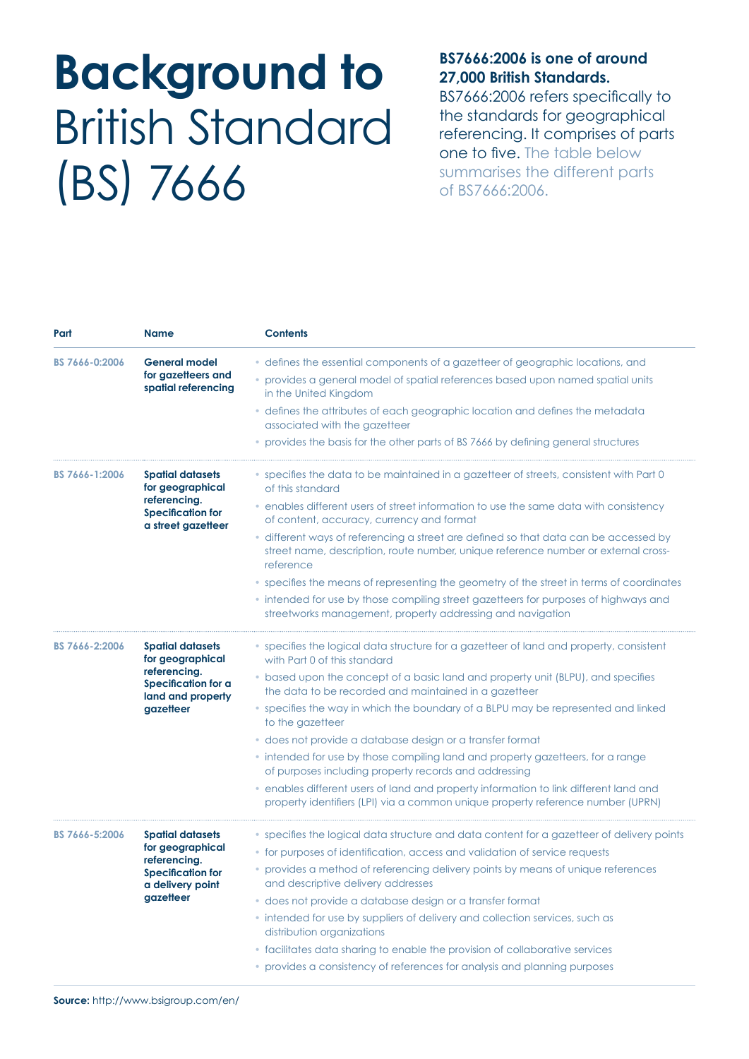# Background to British Standard (BS) 7666

**BS7666:2006 is one of around 27,000 British Standards.**
BS7666:2006 refers specifically to the standards for geographical referencing. It comprises of parts one to five. The table below summarises the different parts of BS7666:2006.

| Part | Name | Contents |
|---|---|---|
| BS 7666-0:2006 | **General model for gazetteers and spatial referencing** | • defines the essential components of a gazetteer of geographic locations, and<br>• provides a general model of spatial references based upon named spatial units in the United Kingdom<br>• defines the attributes of each geographic location and defines the metadata associated with the gazetteer<br>• provides the basis for the other parts of BS 7666 by defining general structures |
| BS 7666-1:2006 | **Spatial datasets for geographical referencing. Specification for a street gazetteer** | • specifies the data to be maintained in a gazetteer of streets, consistent with Part 0 of this standard<br>• enables different users of street information to use the same data with consistency of content, accuracy, currency and format<br>• different ways of referencing a street are defined so that data can be accessed by street name, description, route number, unique reference number or external cross-reference<br>• specifies the means of representing the geometry of the street in terms of coordinates<br>• intended for use by those compiling street gazetteers for purposes of highways and streetworks management, property addressing and navigation |
| BS 7666-2:2006 | **Spatial datasets for geographical referencing. Specification for a land and property gazetteer** | • specifies the logical data structure for a gazetteer of land and property, consistent with Part 0 of this standard<br>• based upon the concept of a basic land and property unit (BLPU), and specifies the data to be recorded and maintained in a gazetteer<br>• specifies the way in which the boundary of a BLPU may be represented and linked to the gazetteer<br>• does not provide a database design or a transfer format<br>• intended for use by those compiling land and property gazetteers, for a range of purposes including property records and addressing<br>• enables different users of land and property information to link different land and property identifiers (LPI) via a common unique property reference number (UPRN) |
| BS 7666-5:2006 | **Spatial datasets for geographical referencing. Specification for a delivery point gazetteer** | • specifies the logical data structure and data content for a gazetteer of delivery points<br>• for purposes of identification, access and validation of service requests<br>• provides a method of referencing delivery points by means of unique references and descriptive delivery addresses<br>• does not provide a database design or a transfer format<br>• intended for use by suppliers of delivery and collection services, such as distribution organizations<br>• facilitates data sharing to enable the provision of collaborative services<br>• provides a consistency of references for analysis and planning purposes |

**Source:** http://www.bsigroup.com/en/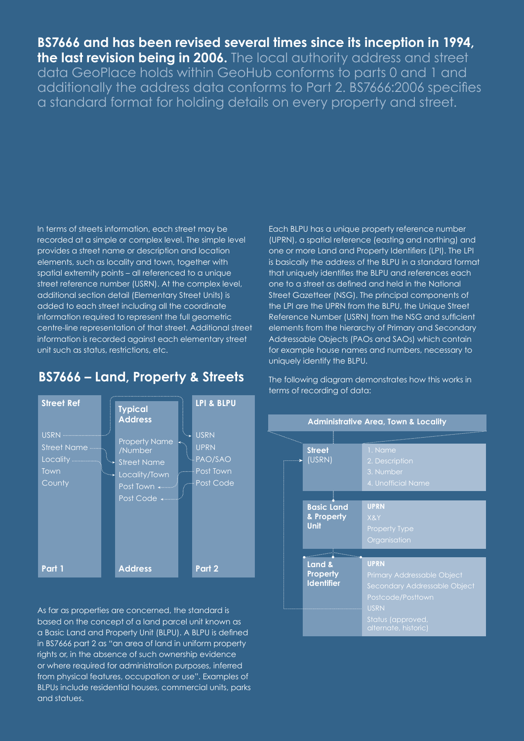**BS7666 and has been revised several times since its inception in 1994, the last revision being in 2006.** The local authority address and street data GeoPlace holds within GeoHub conforms to parts 0 and 1 and additionally the address data conforms to Part 2. BS7666:2006 specifies a standard format for holding details on every property and street.

In terms of streets information, each street may be recorded at a simple or complex level. The simple level provides a street name or description and location elements, such as locality and town, together with spatial extremity points – all referenced to a unique street reference number (USRN). At the complex level, additional section detail (Elementary Street Units) is added to each street including all the coordinate information required to represent the full geometric centre-line representation of that street. Additional street information is recorded against each elementary street unit such as status, restrictions, etc.

## BS7666 – Land, Property & Streets

| Street Ref | Typical Address | LPI & BLPU |
|---|---|---|
| USRN | Property Name /Number | USRN |
| Street Name | Street Name | UPRN |
| Locality | Locality/Town | PAO/SAO |
| Town | Post Town | Post Town |
| County | Post Code | Post Code |
| **Part 1** | **Address** | **Part 2** |

As far as properties are concerned, the standard is based on the concept of a land parcel unit known as a Basic Land and Property Unit (BLPU). A BLPU is defined in BS7666 part 2 as "an area of land in uniform property rights or, in the absence of such ownership evidence or where required for administration purposes, inferred from physical features, occupation or use". Examples of BLPUs include residential houses, commercial units, parks and statues.

Each BLPU has a unique property reference number (UPRN), a spatial reference (easting and northing) and one or more Land and Property Identifiers (LPI). The LPI is basically the address of the BLPU in a standard format that uniquely identifies the BLPU and references each one to a street as defined and held in the National Street Gazetteer (NSG). The principal components of the LPI are the UPRN from the BLPU, the Unique Street Reference Number (USRN) from the NSG and sufficient elements from the hierarchy of Primary and Secondary Addressable Objects (PAOs and SAOs) which contain for example house names and numbers, necessary to uniquely identify the BLPU.

The following diagram demonstrates how this works in terms of recording of data:

**Administrative Area, Town & Locality**

| | |
|---|---|
| **Street** (USRN) | 1. Name<br>2. Description<br>3. Number<br>4. Unofficial Name |
| **Basic Land & Property Unit** | **UPRN**<br>X&Y<br>Property Type<br>Organisation |
| **Land & Property Identifier** | **UPRN**<br>Primary Addressable Object<br>Secondary Addressable Object<br>Postcode/Posttown<br>USRN<br>Status (approved, alternate, historic) |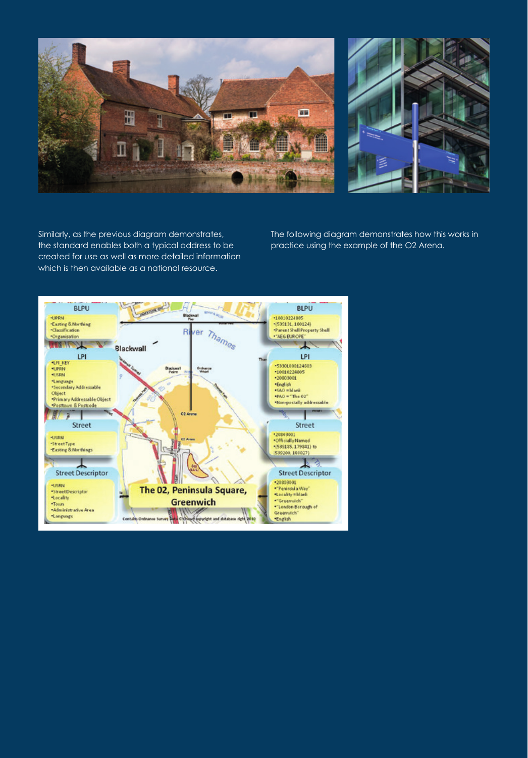Similarly, as the previous diagram demonstrates, the standard enables both a typical address to be created for use as well as more detailed information which is then available as a national resource.

The following diagram demonstrates how this works in practice using the example of the O2 Arena.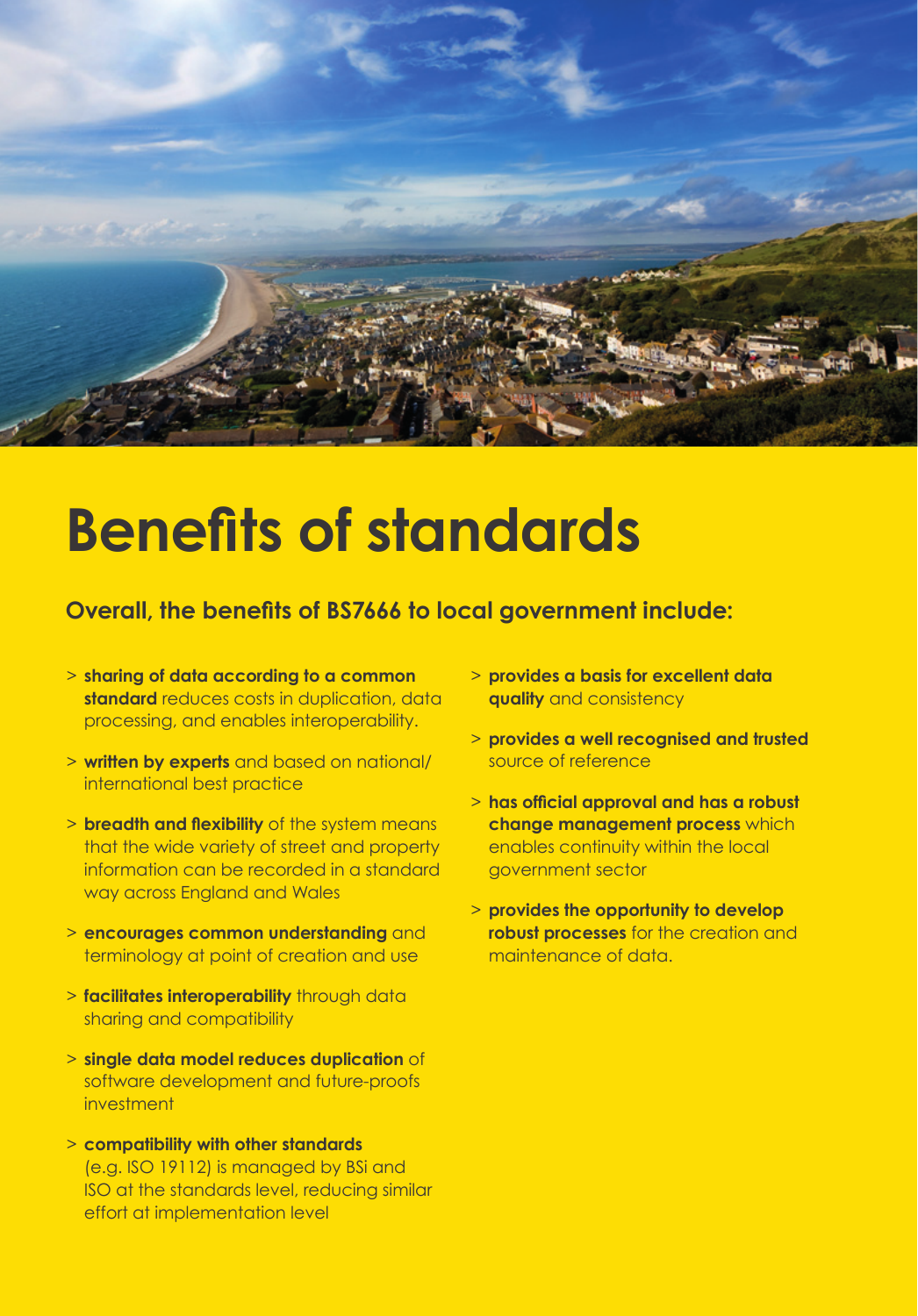# Benefits of standards

## Overall, the benefits of BS7666 to local government include:

- **sharing of data according to a common standard** reduces costs in duplication, data processing, and enables interoperability.
- **written by experts** and based on national/ international best practice
- **breadth and flexibility** of the system means that the wide variety of street and property information can be recorded in a standard way across England and Wales
- **encourages common understanding** and terminology at point of creation and use
- **facilitates interoperability** through data sharing and compatibility
- **single data model reduces duplication** of software development and future-proofs investment
- **compatibility with other standards** (e.g. ISO 19112) is managed by BSi and ISO at the standards level, reducing similar effort at implementation level
- **provides a basis for excellent data quality** and consistency
- **provides a well recognised and trusted** source of reference
- **has official approval and has a robust change management process** which enables continuity within the local government sector
- **provides the opportunity to develop robust processes** for the creation and maintenance of data.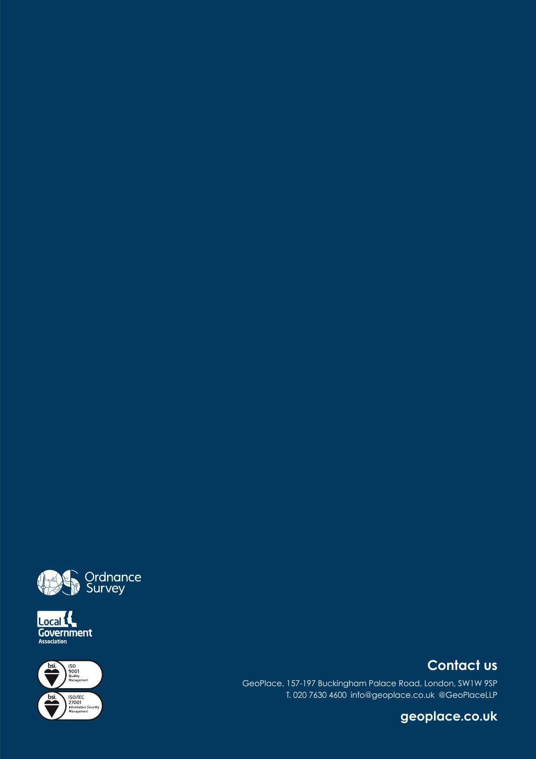## Contact us

GeoPlace, 157-197 Buckingham Palace Road, London, SW1W 9SP
T. 020 7630 4600 info@geoplace.co.uk @GeoPlaceLLP

**geoplace.co.uk**